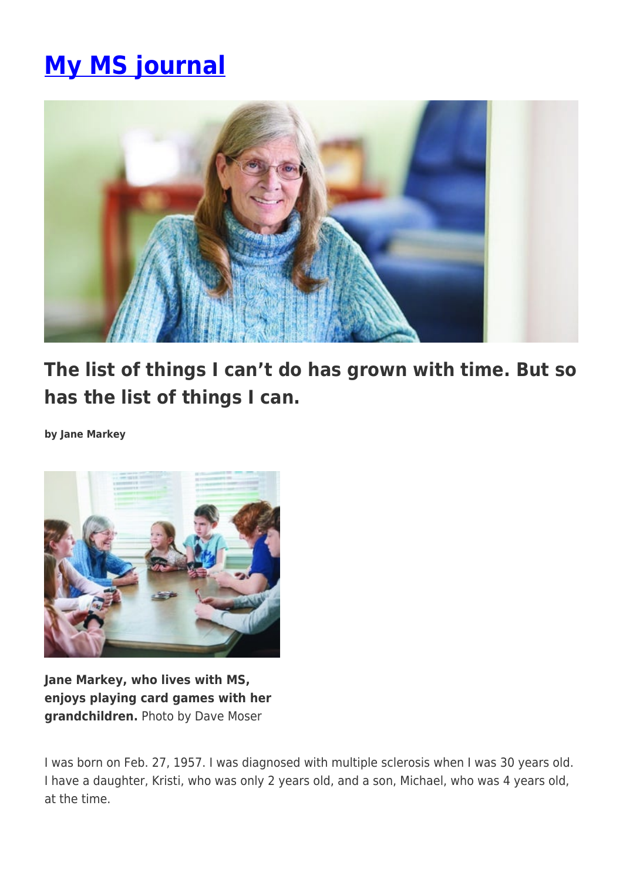# My MS journal

## The list of things I can't do has grown with time. But so has the list of things I can.

**by Jane Markey**

**Jane Markey, who lives with MS, enjoys playing card games with her grandchildren.** Photo by Dave Moser

I was born on Feb. 27, 1957. I was diagnosed with multiple sclerosis when I was 30 years old. I have a daughter, Kristi, who was only 2 years old, and a son, Michael, who was 4 years old, at the time.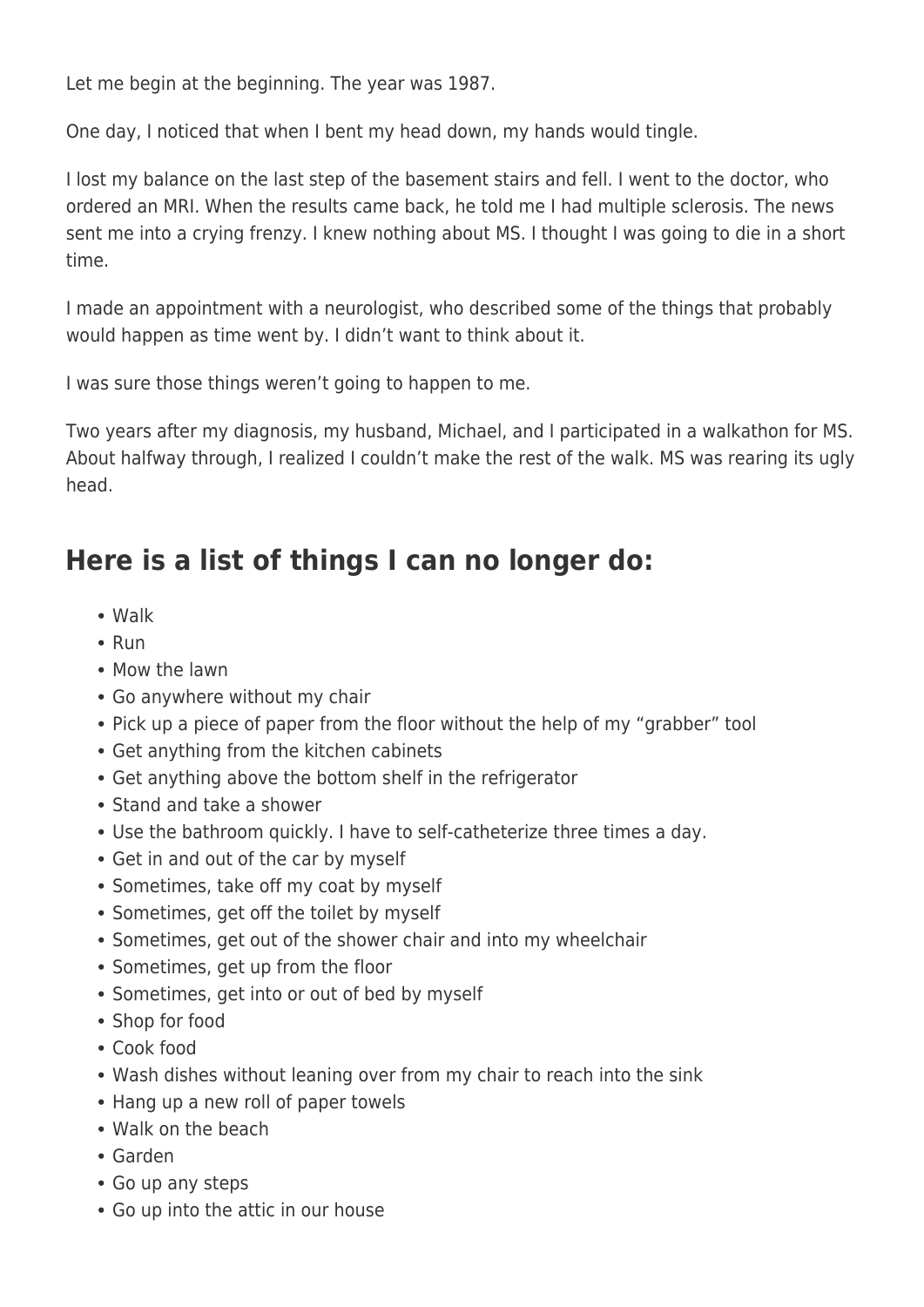Let me begin at the beginning. The year was 1987.

One day, I noticed that when I bent my head down, my hands would tingle.

I lost my balance on the last step of the basement stairs and fell. I went to the doctor, who ordered an MRI. When the results came back, he told me I had multiple sclerosis. The news sent me into a crying frenzy. I knew nothing about MS. I thought I was going to die in a short time.

I made an appointment with a neurologist, who described some of the things that probably would happen as time went by. I didn't want to think about it.

I was sure those things weren't going to happen to me.

Two years after my diagnosis, my husband, Michael, and I participated in a walkathon for MS. About halfway through, I realized I couldn't make the rest of the walk. MS was rearing its ugly head.

## Here is a list of things I can no longer do:

- Walk
- Run
- Mow the lawn
- Go anywhere without my chair
- Pick up a piece of paper from the floor without the help of my "grabber" tool
- Get anything from the kitchen cabinets
- Get anything above the bottom shelf in the refrigerator
- Stand and take a shower
- Use the bathroom quickly. I have to self-catheterize three times a day.
- Get in and out of the car by myself
- Sometimes, take off my coat by myself
- Sometimes, get off the toilet by myself
- Sometimes, get out of the shower chair and into my wheelchair
- Sometimes, get up from the floor
- Sometimes, get into or out of bed by myself
- Shop for food
- Cook food
- Wash dishes without leaning over from my chair to reach into the sink
- Hang up a new roll of paper towels
- Walk on the beach
- Garden
- Go up any steps
- Go up into the attic in our house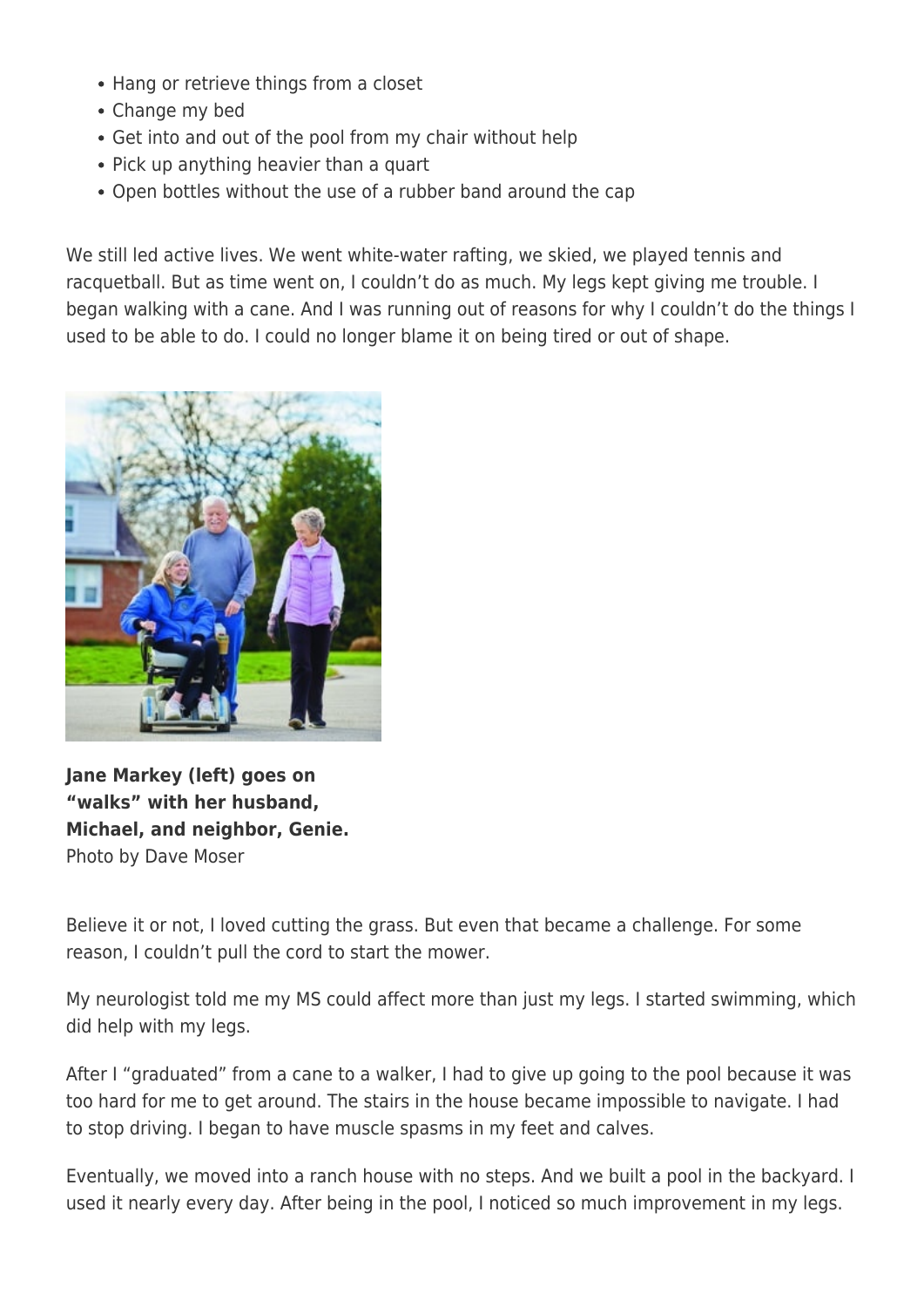- Hang or retrieve things from a closet
- Change my bed
- Get into and out of the pool from my chair without help
- Pick up anything heavier than a quart
- Open bottles without the use of a rubber band around the cap

We still led active lives. We went white-water rafting, we skied, we played tennis and racquetball. But as time went on, I couldn't do as much. My legs kept giving me trouble. I began walking with a cane. And I was running out of reasons for why I couldn't do the things I used to be able to do. I could no longer blame it on being tired or out of shape.

**Jane Markey (left) goes on "walks" with her husband, Michael, and neighbor, Genie.**
Photo by Dave Moser

Believe it or not, I loved cutting the grass. But even that became a challenge. For some reason, I couldn't pull the cord to start the mower.

My neurologist told me my MS could affect more than just my legs. I started swimming, which did help with my legs.

After I "graduated" from a cane to a walker, I had to give up going to the pool because it was too hard for me to get around. The stairs in the house became impossible to navigate. I had to stop driving. I began to have muscle spasms in my feet and calves.

Eventually, we moved into a ranch house with no steps. And we built a pool in the backyard. I used it nearly every day. After being in the pool, I noticed so much improvement in my legs.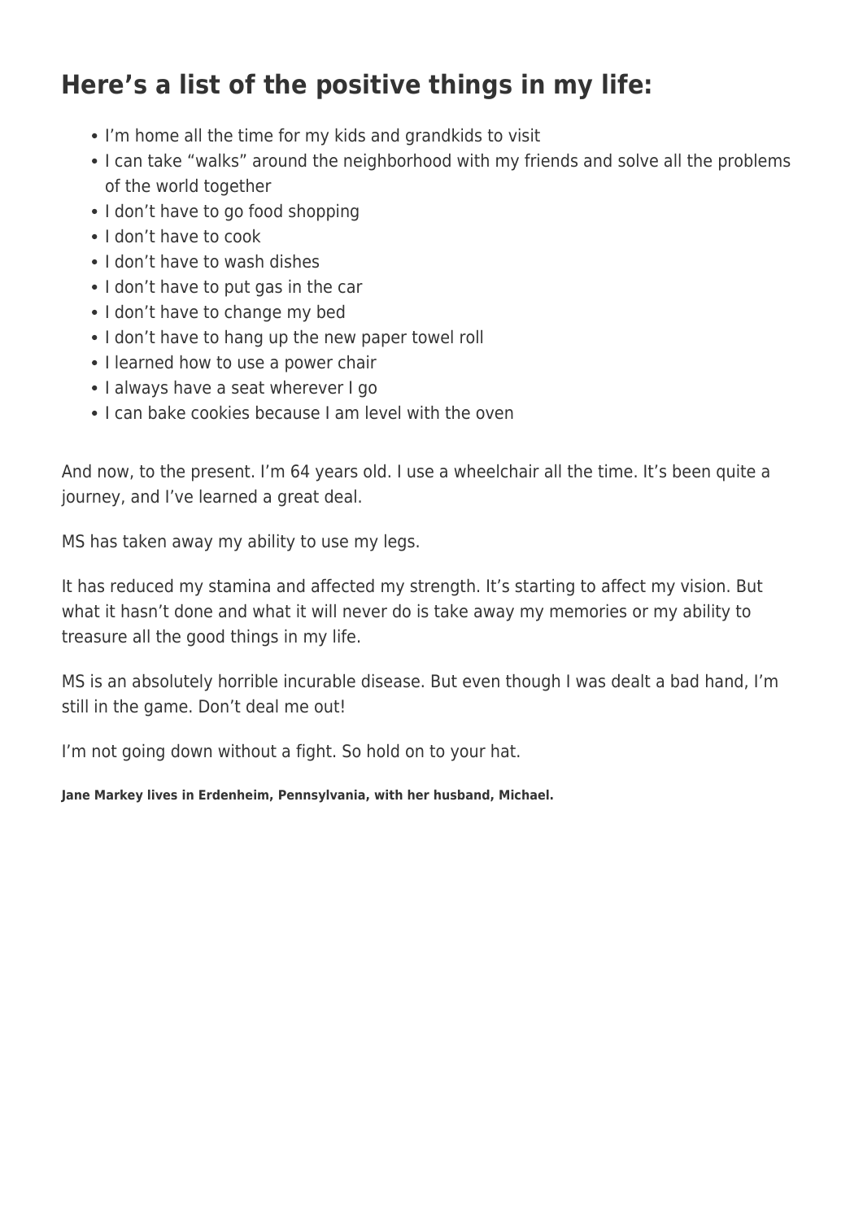## Here's a list of the positive things in my life:

- I'm home all the time for my kids and grandkids to visit
- I can take "walks" around the neighborhood with my friends and solve all the problems of the world together
- I don't have to go food shopping
- I don't have to cook
- I don't have to wash dishes
- I don't have to put gas in the car
- I don't have to change my bed
- I don't have to hang up the new paper towel roll
- I learned how to use a power chair
- I always have a seat wherever I go
- I can bake cookies because I am level with the oven

And now, to the present. I'm 64 years old. I use a wheelchair all the time. It's been quite a journey, and I've learned a great deal.

MS has taken away my ability to use my legs.

It has reduced my stamina and affected my strength. It's starting to affect my vision. But what it hasn't done and what it will never do is take away my memories or my ability to treasure all the good things in my life.

MS is an absolutely horrible incurable disease. But even though I was dealt a bad hand, I'm still in the game. Don't deal me out!

I'm not going down without a fight. So hold on to your hat.

**Jane Markey lives in Erdenheim, Pennsylvania, with her husband, Michael.**